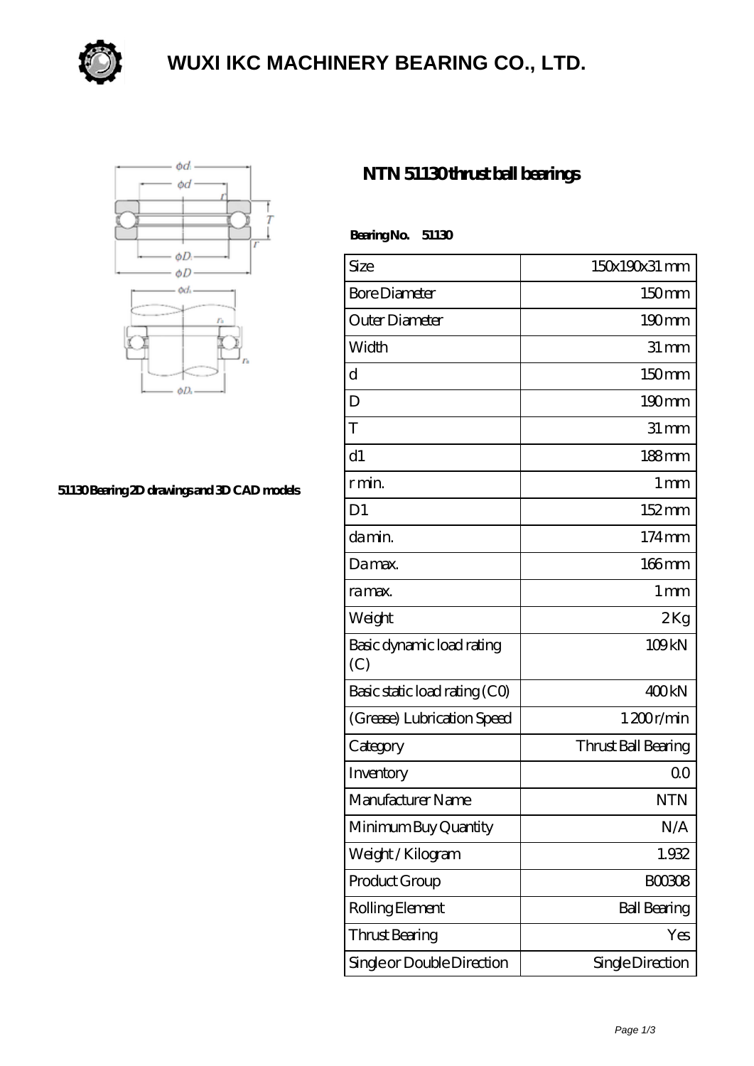# WUXI IKC MACHINERY BEARING CO., LTD.

51130 Bearing 2D drawings and 3D CAD models

## NTN 51130 thrust ball bearings

**Bearing No. 51130**

| Size | 150x190x31 mm |
|---|---|
| Bore Diameter | 150 mm |
| Outer Diameter | 190 mm |
| Width | 31 mm |
| d | 150 mm |
| D | 190 mm |
| T | 31 mm |
| d1 | 188 mm |
| r min. | 1 mm |
| D1 | 152 mm |
| da min. | 174 mm |
| Da max. | 166 mm |
| ra max. | 1 mm |
| Weight | 2 Kg |
| Basic dynamic load rating (C) | 109 kN |
| Basic static load rating (C0) | 400 kN |
| (Grease) Lubrication Speed | 1 200 r/min |
| Category | Thrust Ball Bearing |
| Inventory | 0.0 |
| Manufacturer Name | NTN |
| Minimum Buy Quantity | N/A |
| Weight / Kilogram | 1.932 |
| Product Group | B00308 |
| Rolling Element | Ball Bearing |
| Thrust Bearing | Yes |
| Single or Double Direction | Single Direction |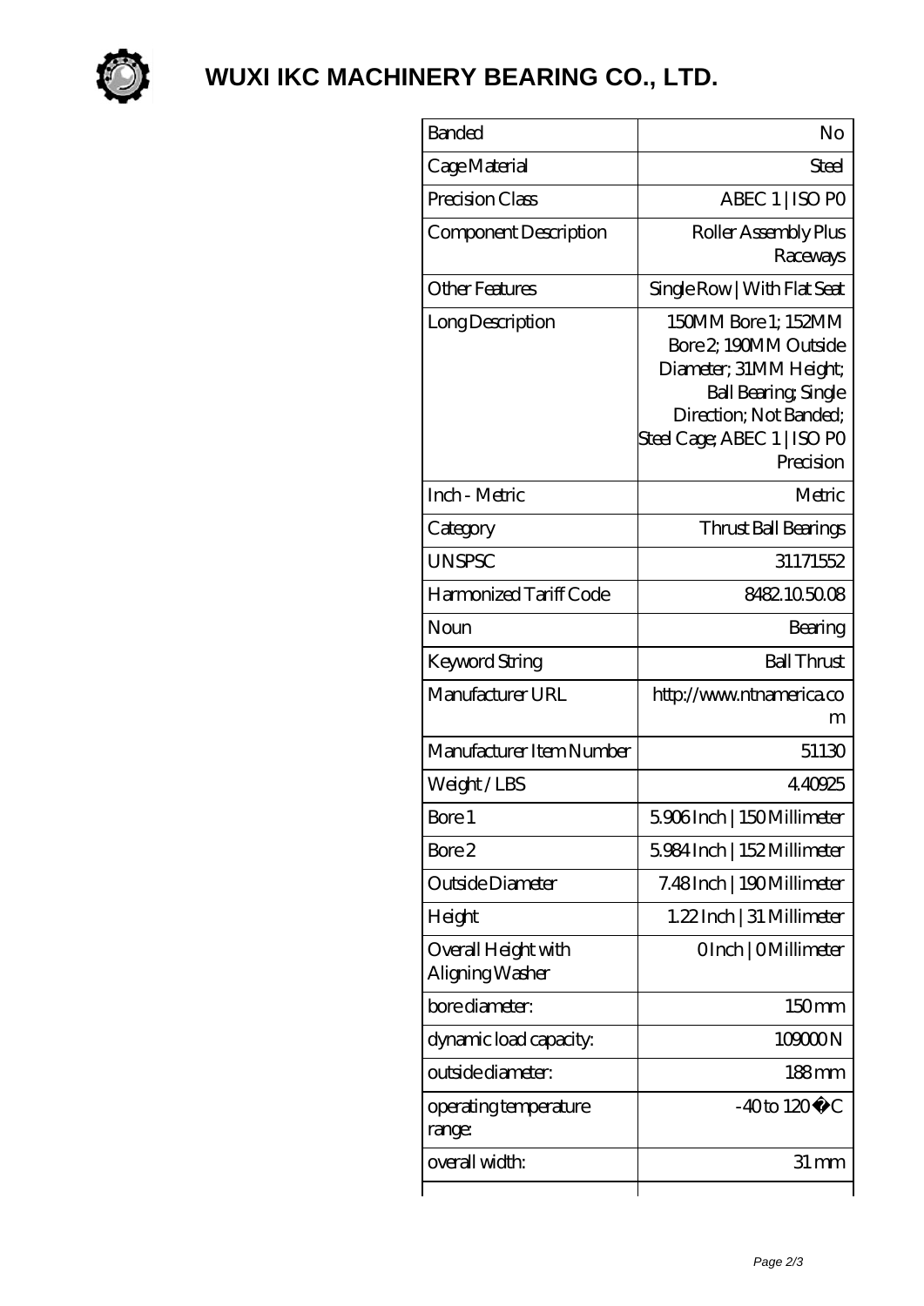# WUXI IKC MACHINERY BEARING CO., LTD.

| Banded | No |
| --- | --- |
| Cage Material | Steel |
| Precision Class | ABEC 1 \| ISO P0 |
| Component Description | Roller Assembly Plus Raceways |
| Other Features | Single Row \| With Flat Seat |
| Long Description | 150MM Bore 1; 152MM Bore 2; 190MM Outside Diameter; 31MM Height; Ball Bearing; Single Direction; Not Banded; Steel Cage; ABEC 1 \| ISO P0 Precision |
| Inch - Metric | Metric |
| Category | Thrust Ball Bearings |
| UNSPSC | 31171552 |
| Harmonized Tariff Code | 8482.10.50.08 |
| Noun | Bearing |
| Keyword String | Ball Thrust |
| Manufacturer URL | http://www.ntnamerica.com |
| Manufacturer Item Number | 51130 |
| Weight / LBS | 4.40925 |
| Bore 1 | 5.906 Inch \| 150 Millimeter |
| Bore 2 | 5.984 Inch \| 152 Millimeter |
| Outside Diameter | 7.48 Inch \| 190 Millimeter |
| Height | 1.22 Inch \| 31 Millimeter |
| Overall Height with Aligning Washer | 0 Inch \| 0 Millimeter |
| bore diameter: | 150 mm |
| dynamic load capacity: | 109000 N |
| outside diameter: | 188 mm |
| operating temperature range: | -40 to 120 �C |
| overall width: | 31 mm |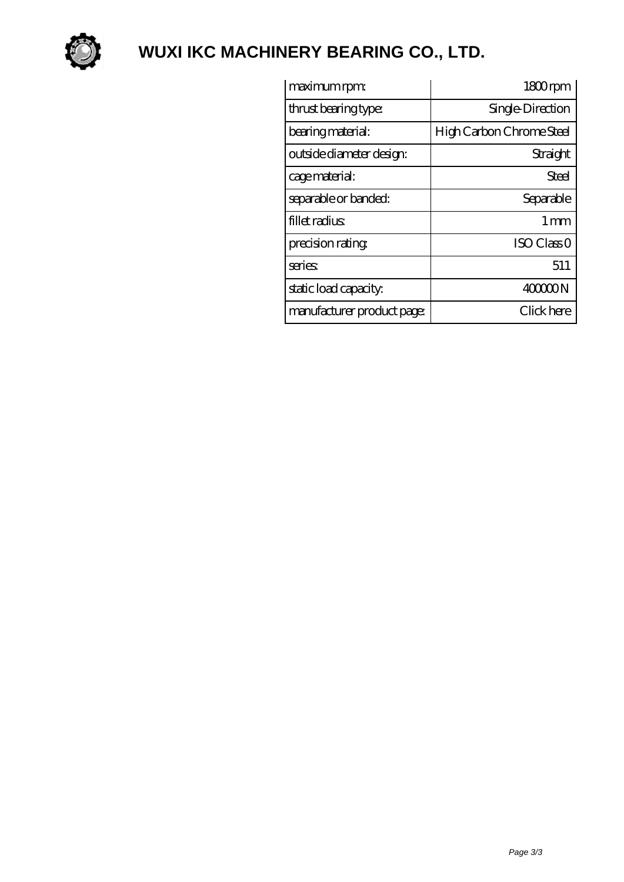# WUXI IKC MACHINERY BEARING CO., LTD.

| | |
|---|---|
| maximum rpm: | 1800 rpm |
| thrust bearing type: | Single-Direction |
| bearing material: | High Carbon Chrome Steel |
| outside diameter design: | Straight |
| cage material: | Steel |
| separable or banded: | Separable |
| fillet radius: | 1 mm |
| precision rating: | ISO Class 0 |
| series: | 511 |
| static load capacity: | 400000 N |
| manufacturer product page: | Click here |